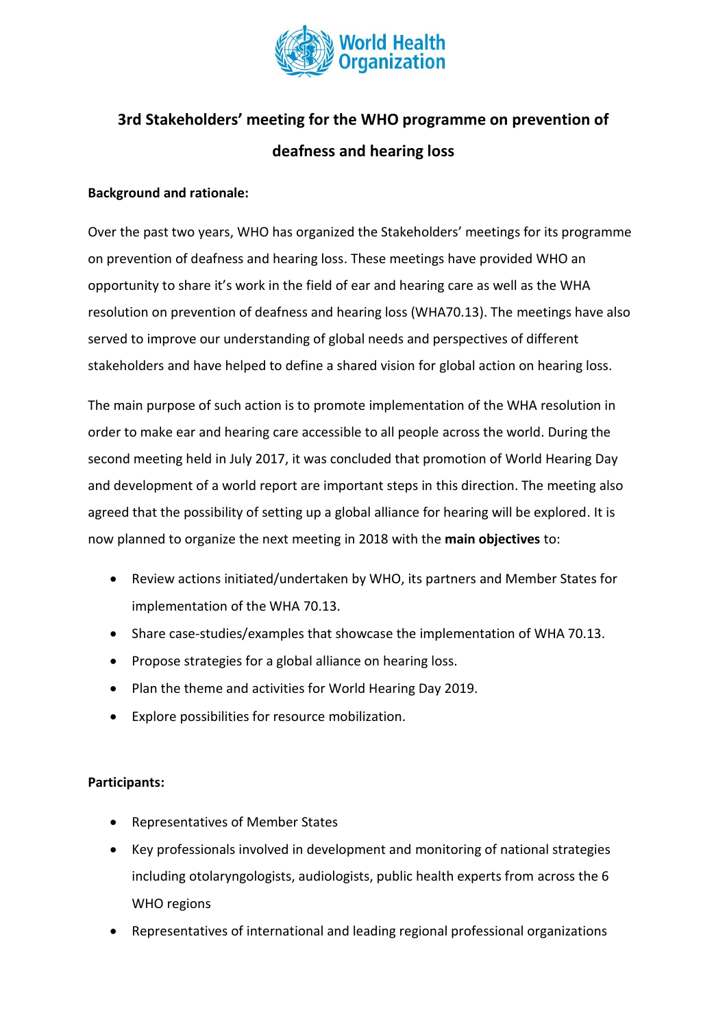# 3rd Stakeholders' meeting for the WHO programme on prevention of deafness and hearing loss

**Background and rationale:**

Over the past two years, WHO has organized the Stakeholders' meetings for its programme on prevention of deafness and hearing loss. These meetings have provided WHO an opportunity to share it's work in the field of ear and hearing care as well as the WHA resolution on prevention of deafness and hearing loss (WHA70.13). The meetings have also served to improve our understanding of global needs and perspectives of different stakeholders and have helped to define a shared vision for global action on hearing loss.

The main purpose of such action is to promote implementation of the WHA resolution in order to make ear and hearing care accessible to all people across the world. During the second meeting held in July 2017, it was concluded that promotion of World Hearing Day and development of a world report are important steps in this direction. The meeting also agreed that the possibility of setting up a global alliance for hearing will be explored. It is now planned to organize the next meeting in 2018 with the **main objectives** to:

- Review actions initiated/undertaken by WHO, its partners and Member States for implementation of the WHA 70.13.
- Share case-studies/examples that showcase the implementation of WHA 70.13.
- Propose strategies for a global alliance on hearing loss.
- Plan the theme and activities for World Hearing Day 2019.
- Explore possibilities for resource mobilization.

**Participants:**

- Representatives of Member States
- Key professionals involved in development and monitoring of national strategies including otolaryngologists, audiologists, public health experts from across the 6 WHO regions
- Representatives of international and leading regional professional organizations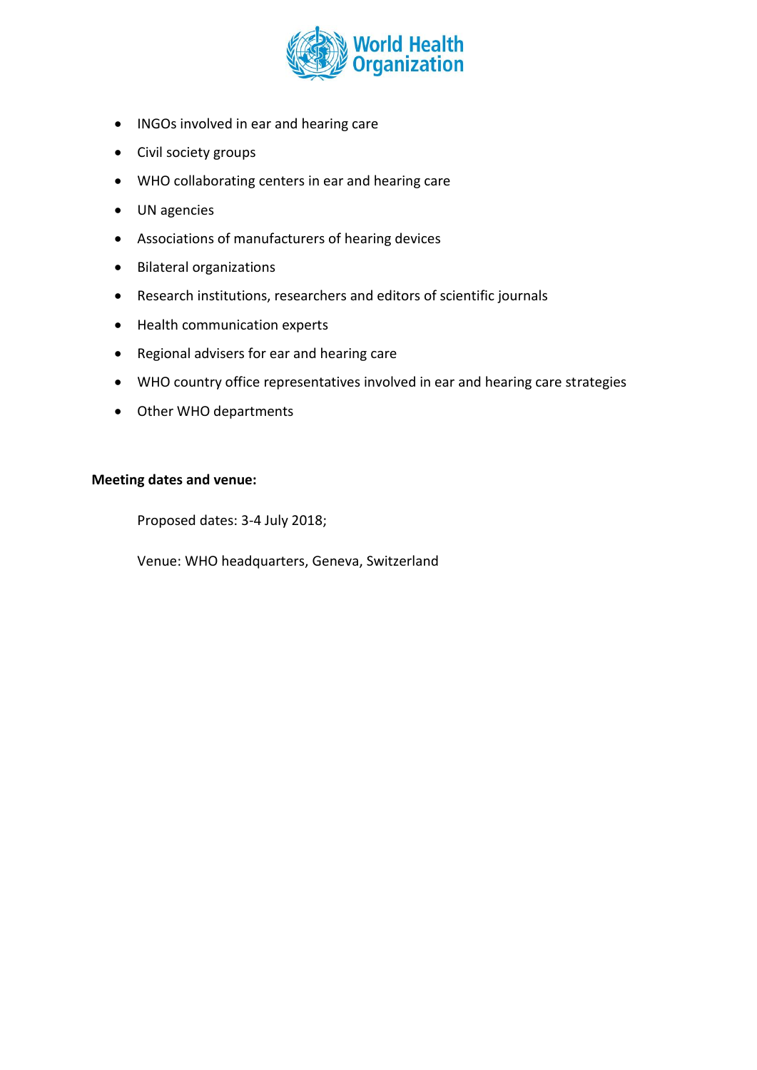- INGOs involved in ear and hearing care
- Civil society groups
- WHO collaborating centers in ear and hearing care
- UN agencies
- Associations of manufacturers of hearing devices
- Bilateral organizations
- Research institutions, researchers and editors of scientific journals
- Health communication experts
- Regional advisers for ear and hearing care
- WHO country office representatives involved in ear and hearing care strategies
- Other WHO departments

**Meeting dates and venue:**

Proposed dates: 3-4 July 2018;

Venue: WHO headquarters, Geneva, Switzerland